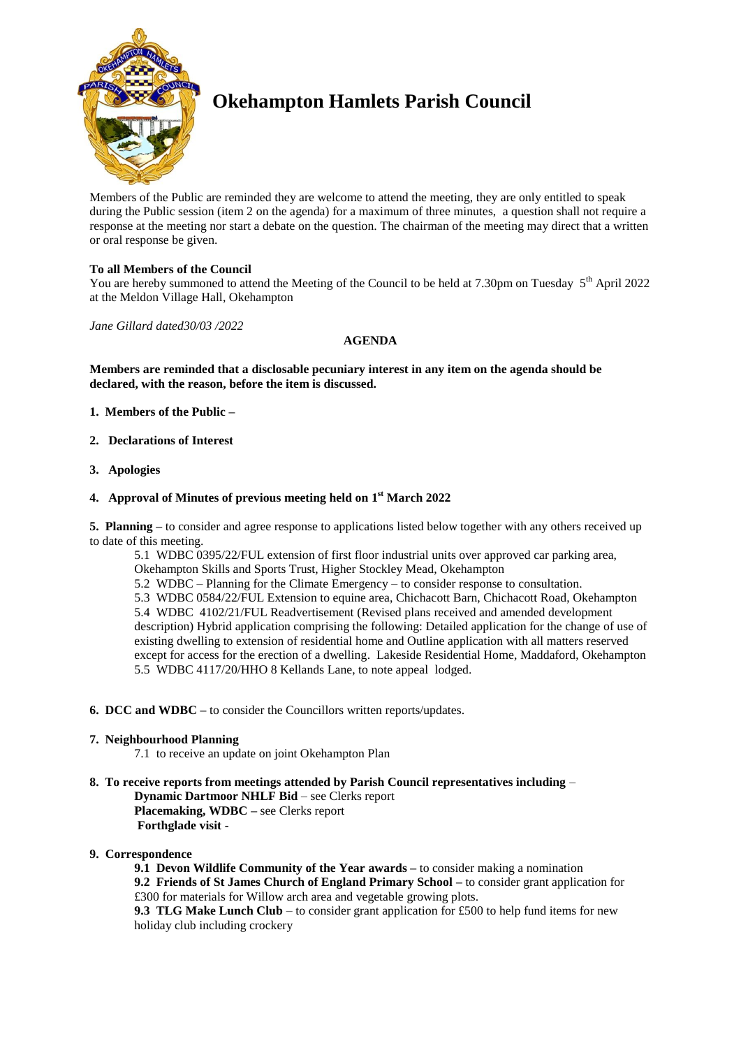# Okehampton Hamlets Parish Council

Members of the Public are reminded they are welcome to attend the meeting, they are only entitled to speak during the Public session (item 2 on the agenda) for a maximum of three minutes, a question shall not require a response at the meeting nor start a debate on the question. The chairman of the meeting may direct that a written or oral response be given.

**To all Members of the Council**
You are hereby summoned to attend the Meeting of the Council to be held at 7.30pm on Tuesday 5th April 2022 at the Meldon Village Hall, Okehampton

*Jane Gillard dated30/03 /2022*

**AGENDA**

**Members are reminded that a disclosable pecuniary interest in any item on the agenda should be declared, with the reason, before the item is discussed.**

1. **Members of the Public –**

2. **Declarations of Interest**

3. **Apologies**

4. **Approval of Minutes of previous meeting held on 1st March 2022**

5. **Planning –** to consider and agree response to applications listed below together with any others received up to date of this meeting.

   5.1 WDBC 0395/22/FUL extension of first floor industrial units over approved car parking area, Okehampton Skills and Sports Trust, Higher Stockley Mead, Okehampton
   5.2 WDBC – Planning for the Climate Emergency – to consider response to consultation.
   5.3 WDBC 0584/22/FUL Extension to equine area, Chichacott Barn, Chichacott Road, Okehampton
   5.4 WDBC 4102/21/FUL Readvertisement (Revised plans received and amended development description) Hybrid application comprising the following: Detailed application for the change of use of existing dwelling to extension of residential home and Outline application with all matters reserved except for access for the erection of a dwelling. Lakeside Residential Home, Maddaford, Okehampton
   5.5 WDBC 4117/20/HHO 8 Kellands Lane, to note appeal lodged.

6. **DCC and WDBC –** to consider the Councillors written reports/updates.

7. **Neighbourhood Planning**

   7.1 to receive an update on joint Okehampton Plan

8. **To receive reports from meetings attended by Parish Council representatives including** –
   **Dynamic Dartmoor NHLF Bid** – see Clerks report
   **Placemaking, WDBC –** see Clerks report
   **Forthglade visit -**

9. **Correspondence**

   **9.1 Devon Wildlife Community of the Year awards –** to consider making a nomination
   **9.2 Friends of St James Church of England Primary School –** to consider grant application for £300 for materials for Willow arch area and vegetable growing plots.
   **9.3 TLG Make Lunch Club** – to consider grant application for £500 to help fund items for new holiday club including crockery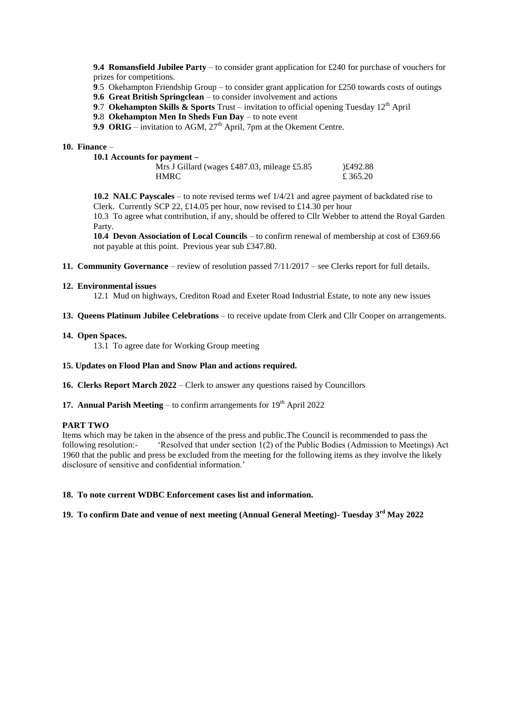**9.4 Romansfield Jubilee Party** – to consider grant application for £240 for purchase of vouchers for prizes for competitions.

**9**.5 Okehampton Friendship Group – to consider grant application for £250 towards costs of outings

**9.6 Great British Springclean** – to consider involvement and actions

**9**.7 **Okehampton Skills & Sports** Trust – invitation to official opening Tuesday 12th April

**9.**8 **Okehampton Men In Sheds Fun Day** – to note event

**9.9 ORIG** – invitation to AGM, 27th April, 7pm at the Okement Centre.

**10. Finance** –

**10.1 Accounts for payment –**

| | |
|---|---|
| Mrs J Gillard (wages £487.03, mileage £5.85 | )£492.88 |
| HMRC | £ 365.20 |

**10.2 NALC Payscales** – to note revised terms wef 1/4/21 and agree payment of backdated rise to Clerk. Currently SCP 22, £14.05 per hour, now revised to £14.30 per hour

10.3 To agree what contribution, if any, should be offered to Cllr Webber to attend the Royal Garden Party.

**10.4 Devon Association of Local Councils** – to confirm renewal of membership at cost of £369.66 not payable at this point. Previous year sub £347.80.

**11. Community Governance** – review of resolution passed 7/11/2017 – see Clerks report for full details.

**12. Environmental issues**

12.1 Mud on highways, Crediton Road and Exeter Road Industrial Estate, to note any new issues

**13. Queens Platinum Jubilee Celebrations** – to receive update from Clerk and Cllr Cooper on arrangements.

**14. Open Spaces.**

13.1 To agree date for Working Group meeting

**15. Updates on Flood Plan and Snow Plan and actions required.**

**16. Clerks Report March 2022** – Clerk to answer any questions raised by Councillors

**17. Annual Parish Meeting** – to confirm arrangements for 19th April 2022

**PART TWO**

Items which may be taken in the absence of the press and public.The Council is recommended to pass the following resolution:- 'Resolved that under section 1(2) of the Public Bodies (Admission to Meetings) Act 1960 that the public and press be excluded from the meeting for the following items as they involve the likely disclosure of sensitive and confidential information.'

**18. To note current WDBC Enforcement cases list and information.**

**19. To confirm Date and venue of next meeting (Annual General Meeting)- Tuesday 3rd May 2022**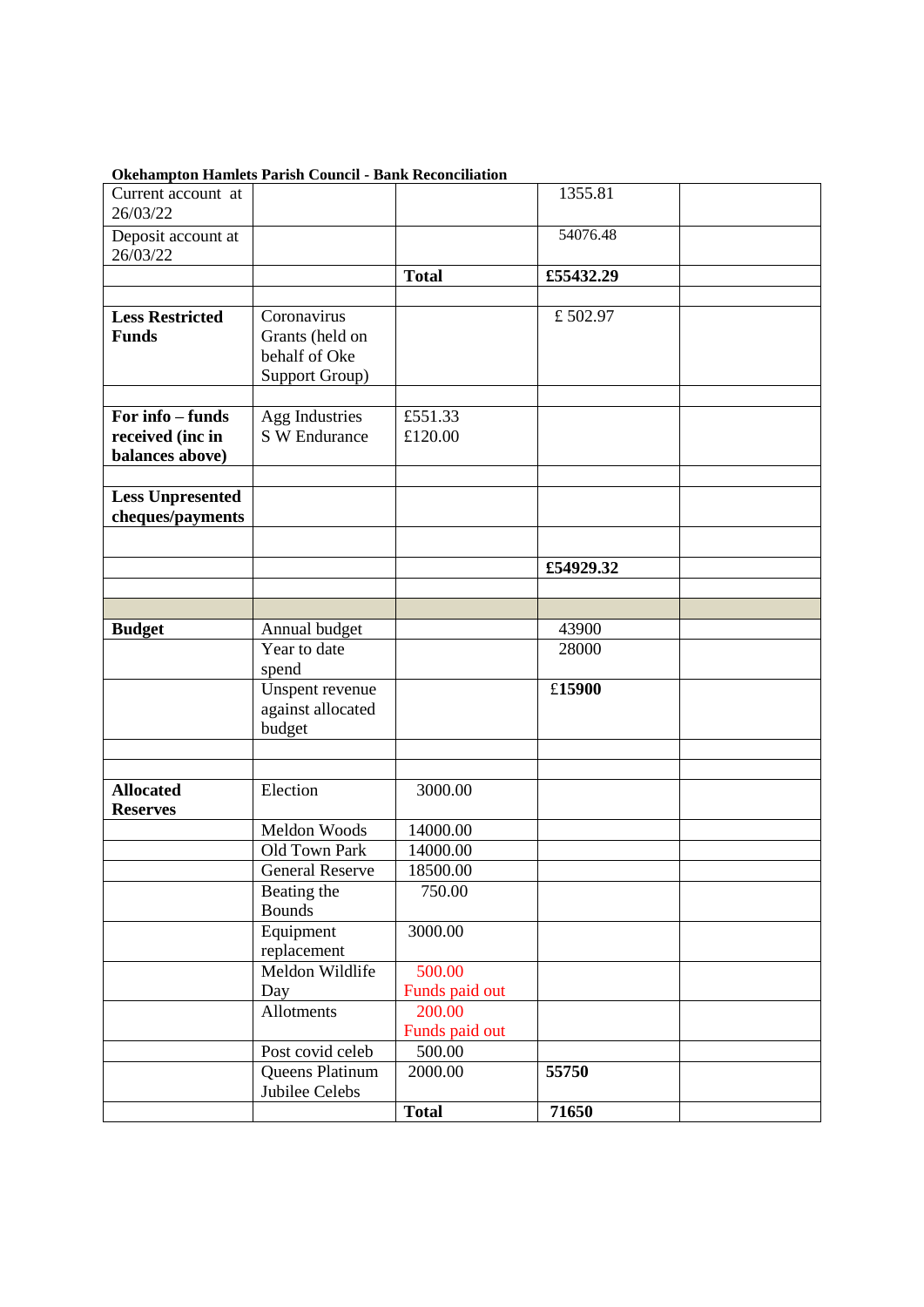**Okehampton Hamlets Parish Council - Bank Reconciliation**

| | | | | |
|---|---|---|---|---|
| Current account at 26/03/22 | | | 1355.81 | |
| Deposit account at 26/03/22 | | | 54076.48 | |
| | | **Total** | **£55432.29** | |
| | | | | |
| **Less Restricted Funds** | Coronavirus Grants (held on behalf of Oke Support Group) | | £ 502.97 | |
| | | | | |
| **For info – funds received (inc in balances above)** | Agg Industries<br>S W Endurance | £551.33<br>£120.00 | | |
| | | | | |
| **Less Unpresented cheques/payments** | | | | |
| | | | | |
| | | | **£54929.32** | |
| | | | | |
| | | | | |
| **Budget** | Annual budget | | 43900 | |
| | Year to date spend | | 28000 | |
| | Unspent revenue against allocated budget | | **£15900** | |
| | | | | |
| | | | | |
| **Allocated Reserves** | Election | 3000.00 | | |
| | Meldon Woods | 14000.00 | | |
| | Old Town Park | 14000.00 | | |
| | General Reserve | 18500.00 | | |
| | Beating the Bounds | 750.00 | | |
| | Equipment replacement | 3000.00 | | |
| | Meldon Wildlife Day | 500.00<br>Funds paid out | | |
| | Allotments | 200.00<br>Funds paid out | | |
| | Post covid celeb | 500.00 | | |
| | Queens Platinum Jubilee Celebs | 2000.00 | **55750** | |
| | | **Total** | **71650** | |